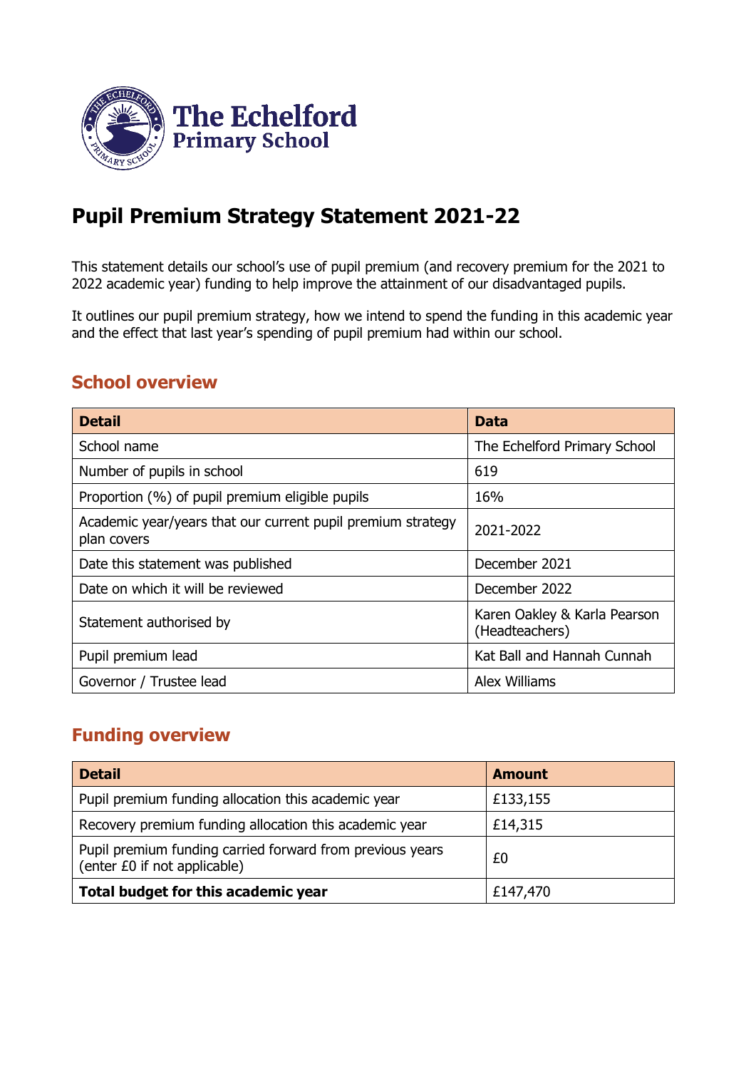# Pupil Premium Strategy Statement 2021-22

This statement details our school's use of pupil premium (and recovery premium for the 2021 to 2022 academic year) funding to help improve the attainment of our disadvantaged pupils.

It outlines our pupil premium strategy, how we intend to spend the funding in this academic year and the effect that last year's spending of pupil premium had within our school.

## School overview

| Detail | Data |
|---|---|
| School name | The Echelford Primary School |
| Number of pupils in school | 619 |
| Proportion (%) of pupil premium eligible pupils | 16% |
| Academic year/years that our current pupil premium strategy plan covers | 2021-2022 |
| Date this statement was published | December 2021 |
| Date on which it will be reviewed | December 2022 |
| Statement authorised by | Karen Oakley & Karla Pearson (Headteachers) |
| Pupil premium lead | Kat Ball and Hannah Cunnah |
| Governor / Trustee lead | Alex Williams |

## Funding overview

| Detail | Amount |
|---|---|
| Pupil premium funding allocation this academic year | £133,155 |
| Recovery premium funding allocation this academic year | £14,315 |
| Pupil premium funding carried forward from previous years (enter £0 if not applicable) | £0 |
| **Total budget for this academic year** | £147,470 |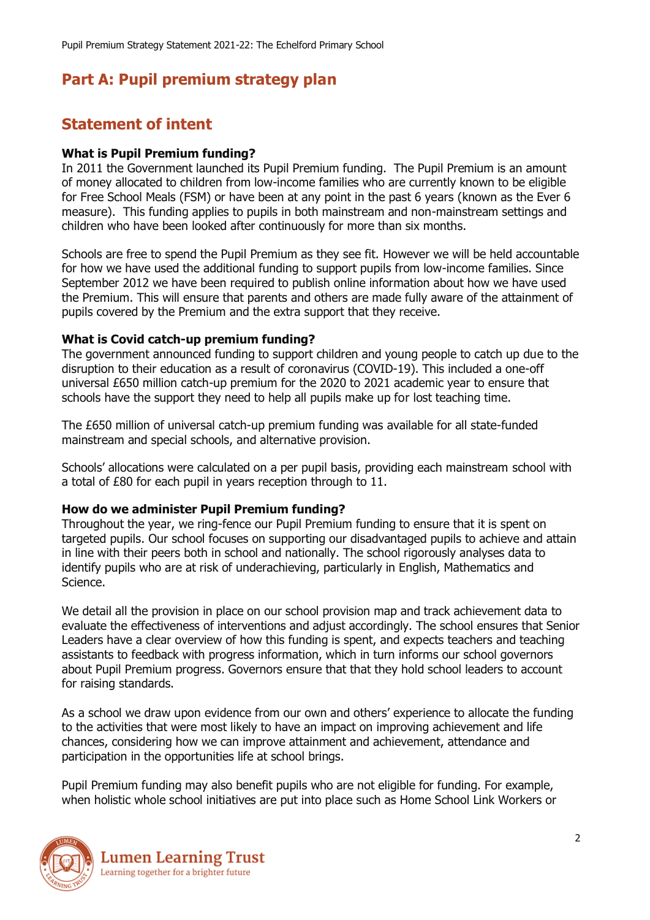# Part A: Pupil premium strategy plan

## Statement of intent

**What is Pupil Premium funding?**
In 2011 the Government launched its Pupil Premium funding. The Pupil Premium is an amount of money allocated to children from low-income families who are currently known to be eligible for Free School Meals (FSM) or have been at any point in the past 6 years (known as the Ever 6 measure). This funding applies to pupils in both mainstream and non-mainstream settings and children who have been looked after continuously for more than six months.

Schools are free to spend the Pupil Premium as they see fit. However we will be held accountable for how we have used the additional funding to support pupils from low-income families. Since September 2012 we have been required to publish online information about how we have used the Premium. This will ensure that parents and others are made fully aware of the attainment of pupils covered by the Premium and the extra support that they receive.

**What is Covid catch-up premium funding?**
The government announced funding to support children and young people to catch up due to the disruption to their education as a result of coronavirus (COVID-19). This included a one-off universal £650 million catch-up premium for the 2020 to 2021 academic year to ensure that schools have the support they need to help all pupils make up for lost teaching time.

The £650 million of universal catch-up premium funding was available for all state-funded mainstream and special schools, and alternative provision.

Schools' allocations were calculated on a per pupil basis, providing each mainstream school with a total of £80 for each pupil in years reception through to 11.

**How do we administer Pupil Premium funding?**
Throughout the year, we ring-fence our Pupil Premium funding to ensure that it is spent on targeted pupils. Our school focuses on supporting our disadvantaged pupils to achieve and attain in line with their peers both in school and nationally. The school rigorously analyses data to identify pupils who are at risk of underachieving, particularly in English, Mathematics and Science.

We detail all the provision in place on our school provision map and track achievement data to evaluate the effectiveness of interventions and adjust accordingly. The school ensures that Senior Leaders have a clear overview of how this funding is spent, and expects teachers and teaching assistants to feedback with progress information, which in turn informs our school governors about Pupil Premium progress. Governors ensure that that they hold school leaders to account for raising standards.

As a school we draw upon evidence from our own and others' experience to allocate the funding to the activities that were most likely to have an impact on improving achievement and life chances, considering how we can improve attainment and achievement, attendance and participation in the opportunities life at school brings.

Pupil Premium funding may also benefit pupils who are not eligible for funding. For example, when holistic whole school initiatives are put into place such as Home School Link Workers or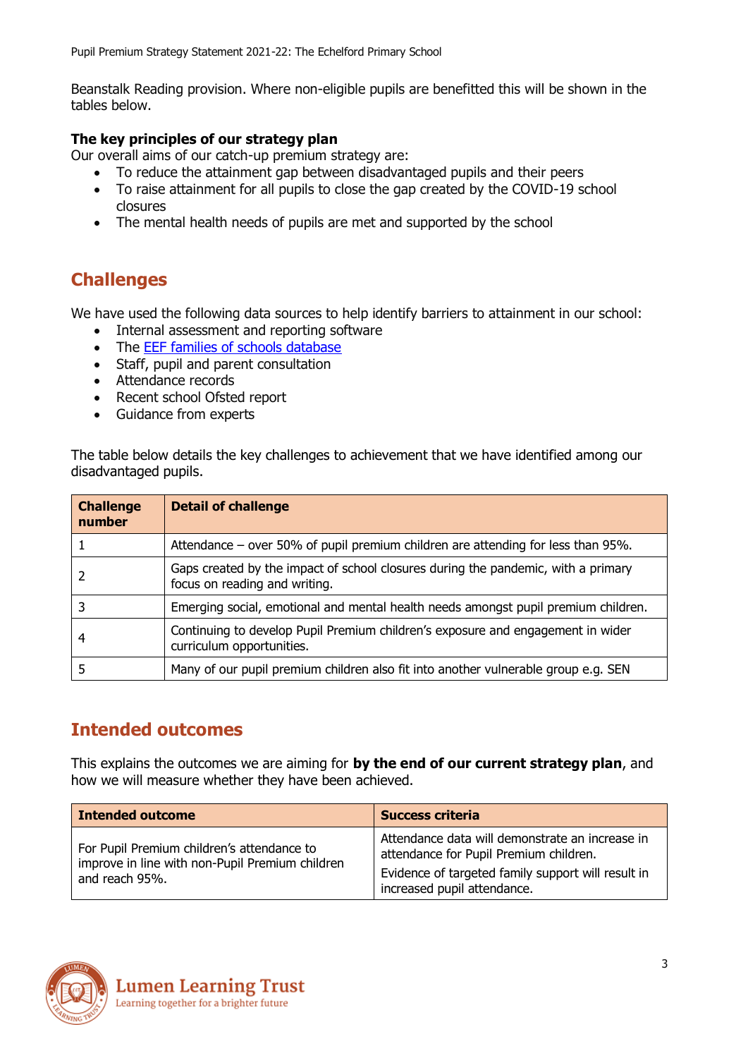Beanstalk Reading provision. Where non-eligible pupils are benefitted this will be shown in the tables below.

**The key principles of our strategy plan**

Our overall aims of our catch-up premium strategy are:

- To reduce the attainment gap between disadvantaged pupils and their peers
- To raise attainment for all pupils to close the gap created by the COVID-19 school closures
- The mental health needs of pupils are met and supported by the school

## Challenges

We have used the following data sources to help identify barriers to attainment in our school:

- Internal assessment and reporting software
- The EEF families of schools database
- Staff, pupil and parent consultation
- Attendance records
- Recent school Ofsted report
- Guidance from experts

The table below details the key challenges to achievement that we have identified among our disadvantaged pupils.

| Challenge number | Detail of challenge |
|---|---|
| 1 | Attendance – over 50% of pupil premium children are attending for less than 95%. |
| 2 | Gaps created by the impact of school closures during the pandemic, with a primary focus on reading and writing. |
| 3 | Emerging social, emotional and mental health needs amongst pupil premium children. |
| 4 | Continuing to develop Pupil Premium children's exposure and engagement in wider curriculum opportunities. |
| 5 | Many of our pupil premium children also fit into another vulnerable group e.g. SEN |

## Intended outcomes

This explains the outcomes we are aiming for **by the end of our current strategy plan**, and how we will measure whether they have been achieved.

| Intended outcome | Success criteria |
|---|---|
| For Pupil Premium children's attendance to improve in line with non-Pupil Premium children and reach 95%. | Attendance data will demonstrate an increase in attendance for Pupil Premium children.<br>Evidence of targeted family support will result in increased pupil attendance. |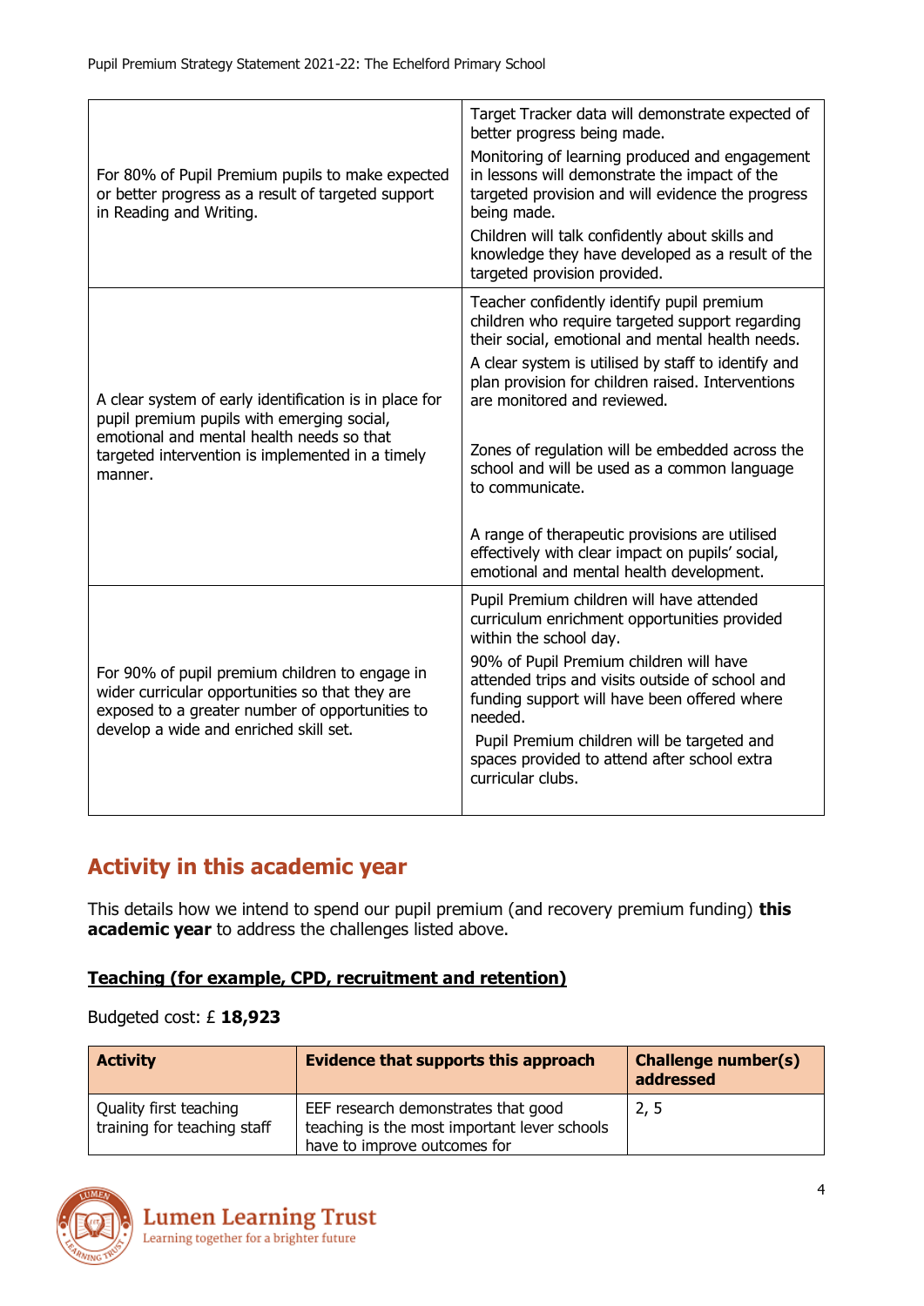| | |
|---|---|
| For 80% of Pupil Premium pupils to make expected or better progress as a result of targeted support in Reading and Writing. | Target Tracker data will demonstrate expected of better progress being made.<br><br>Monitoring of learning produced and engagement in lessons will demonstrate the impact of the targeted provision and will evidence the progress being made.<br><br>Children will talk confidently about skills and knowledge they have developed as a result of the targeted provision provided. |
| A clear system of early identification is in place for pupil premium pupils with emerging social, emotional and mental health needs so that targeted intervention is implemented in a timely manner. | Teacher confidently identify pupil premium children who require targeted support regarding their social, emotional and mental health needs.<br><br>A clear system is utilised by staff to identify and plan provision for children raised. Interventions are monitored and reviewed.<br><br>Zones of regulation will be embedded across the school and will be used as a common language to communicate.<br><br>A range of therapeutic provisions are utilised effectively with clear impact on pupils' social, emotional and mental health development. |
| For 90% of pupil premium children to engage in wider curricular opportunities so that they are exposed to a greater number of opportunities to develop a wide and enriched skill set. | Pupil Premium children will have attended curriculum enrichment opportunities provided within the school day.<br><br>90% of Pupil Premium children will have attended trips and visits outside of school and funding support will have been offered where needed.<br><br>Pupil Premium children will be targeted and spaces provided to attend after school extra curricular clubs. |

## Activity in this academic year

This details how we intend to spend our pupil premium (and recovery premium funding) **this academic year** to address the challenges listed above.

### Teaching (for example, CPD, recruitment and retention)

Budgeted cost: £ **18,923**

| Activity | Evidence that supports this approach | Challenge number(s) addressed |
|---|---|---|
| Quality first teaching training for teaching staff | EEF research demonstrates that good teaching is the most important lever schools have to improve outcomes for | 2, 5 |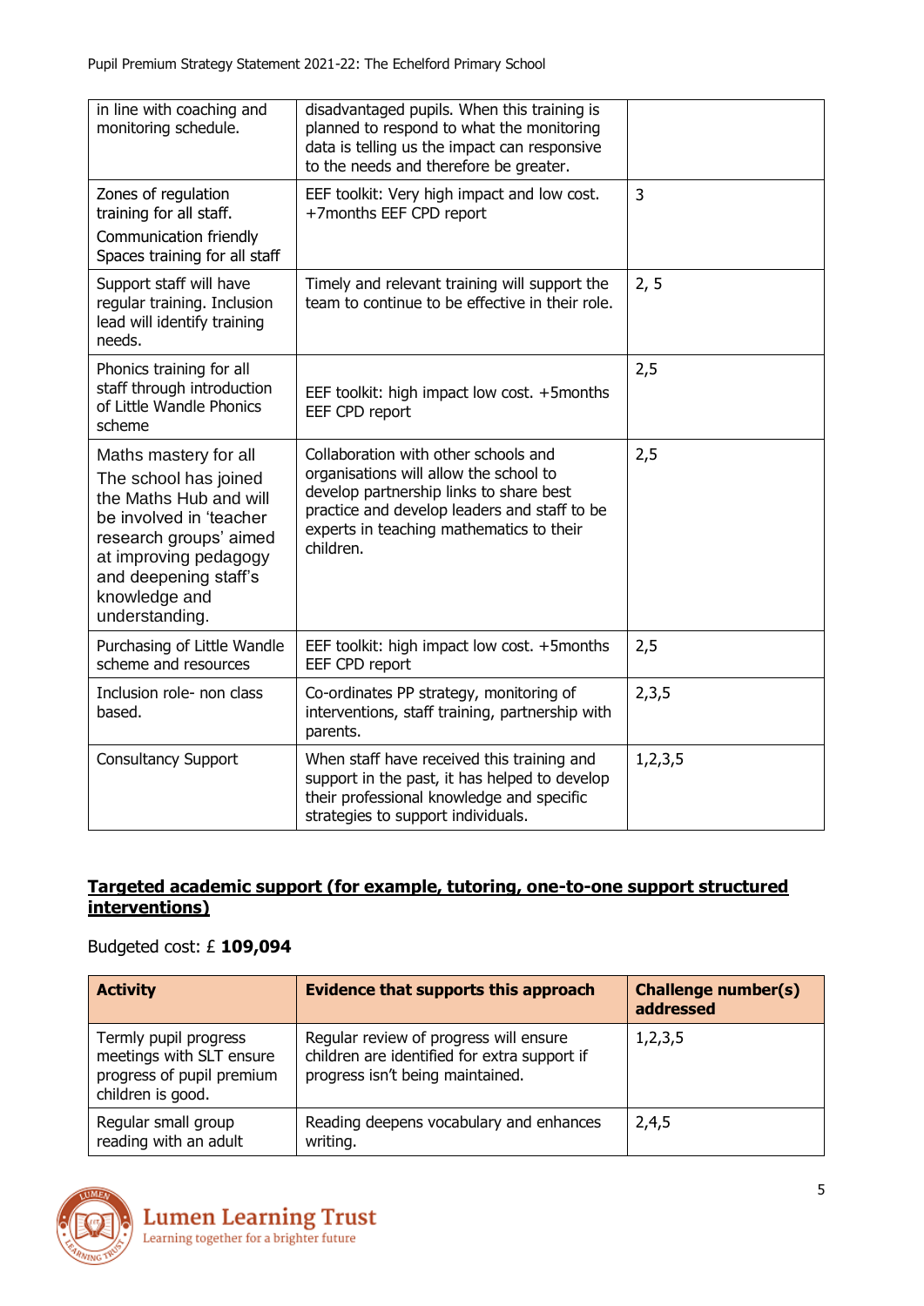| | | |
|---|---|---|
| in line with coaching and monitoring schedule. | disadvantaged pupils. When this training is planned to respond to what the monitoring data is telling us the impact can responsive to the needs and therefore be greater. | |
| Zones of regulation training for all staff.<br>Communication friendly Spaces training for all staff | EEF toolkit: Very high impact and low cost. +7months EEF CPD report | 3 |
| Support staff will have regular training. Inclusion lead will identify training needs. | Timely and relevant training will support the team to continue to be effective in their role. | 2, 5 |
| Phonics training for all staff through introduction of Little Wandle Phonics scheme | EEF toolkit: high impact low cost. +5months EEF CPD report | 2,5 |
| Maths mastery for all<br>The school has joined the Maths Hub and will be involved in 'teacher research groups' aimed at improving pedagogy and deepening staff's knowledge and understanding. | Collaboration with other schools and organisations will allow the school to develop partnership links to share best practice and develop leaders and staff to be experts in teaching mathematics to their children. | 2,5 |
| Purchasing of Little Wandle scheme and resources | EEF toolkit: high impact low cost. +5months EEF CPD report | 2,5 |
| Inclusion role- non class based. | Co-ordinates PP strategy, monitoring of interventions, staff training, partnership with parents. | 2,3,5 |
| Consultancy Support | When staff have received this training and support in the past, it has helped to develop their professional knowledge and specific strategies to support individuals. | 1,2,3,5 |

## Targeted academic support (for example, tutoring, one-to-one support structured interventions)

Budgeted cost: £ **109,094**

| Activity | Evidence that supports this approach | Challenge number(s) addressed |
|---|---|---|
| Termly pupil progress meetings with SLT ensure progress of pupil premium children is good. | Regular review of progress will ensure children are identified for extra support if progress isn't being maintained. | 1,2,3,5 |
| Regular small group reading with an adult | Reading deepens vocabulary and enhances writing. | 2,4,5 |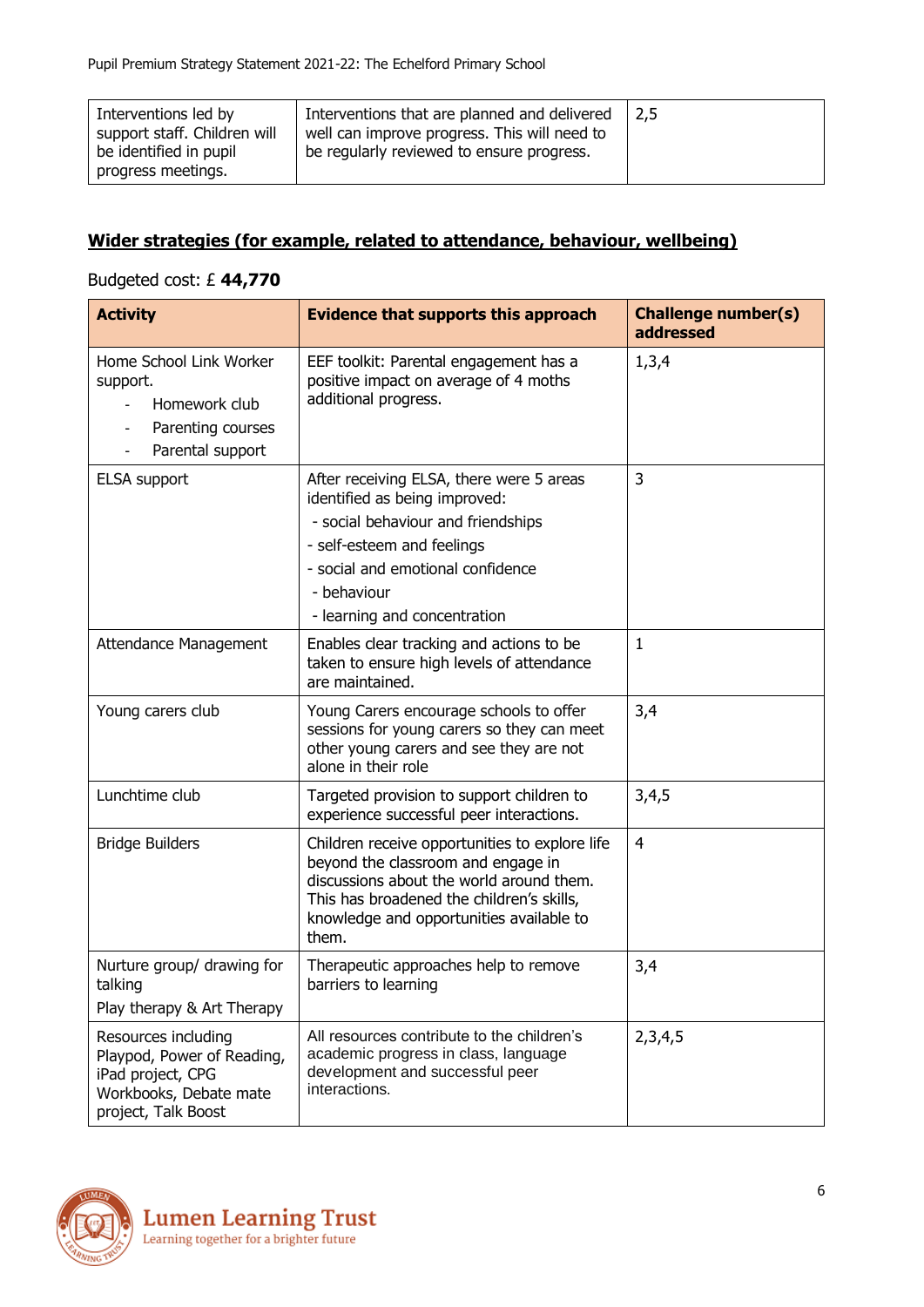| Interventions led by support staff. Children will be identified in pupil progress meetings. | Interventions that are planned and delivered well can improve progress. This will need to be regularly reviewed to ensure progress. | 2,5 |
|---|---|---|

## Wider strategies (for example, related to attendance, behaviour, wellbeing)

Budgeted cost: £ **44,770**

| Activity | Evidence that supports this approach | Challenge number(s) addressed |
|---|---|---|
| Home School Link Worker support.<br>- Homework club<br>- Parenting courses<br>- Parental support | EEF toolkit: Parental engagement has a positive impact on average of 4 moths additional progress. | 1,3,4 |
| ELSA support | After receiving ELSA, there were 5 areas identified as being improved:<br>- social behaviour and friendships<br>- self-esteem and feelings<br>- social and emotional confidence<br>- behaviour<br>- learning and concentration | 3 |
| Attendance Management | Enables clear tracking and actions to be taken to ensure high levels of attendance are maintained. | 1 |
| Young carers club | Young Carers encourage schools to offer sessions for young carers so they can meet other young carers and see they are not alone in their role | 3,4 |
| Lunchtime club | Targeted provision to support children to experience successful peer interactions. | 3,4,5 |
| Bridge Builders | Children receive opportunities to explore life beyond the classroom and engage in discussions about the world around them. This has broadened the children's skills, knowledge and opportunities available to them. | 4 |
| Nurture group/ drawing for talking<br>Play therapy & Art Therapy | Therapeutic approaches help to remove barriers to learning | 3,4 |
| Resources including Playpod, Power of Reading, iPad project, CPG Workbooks, Debate mate project, Talk Boost | All resources contribute to the children's academic progress in class, language development and successful peer interactions. | 2,3,4,5 |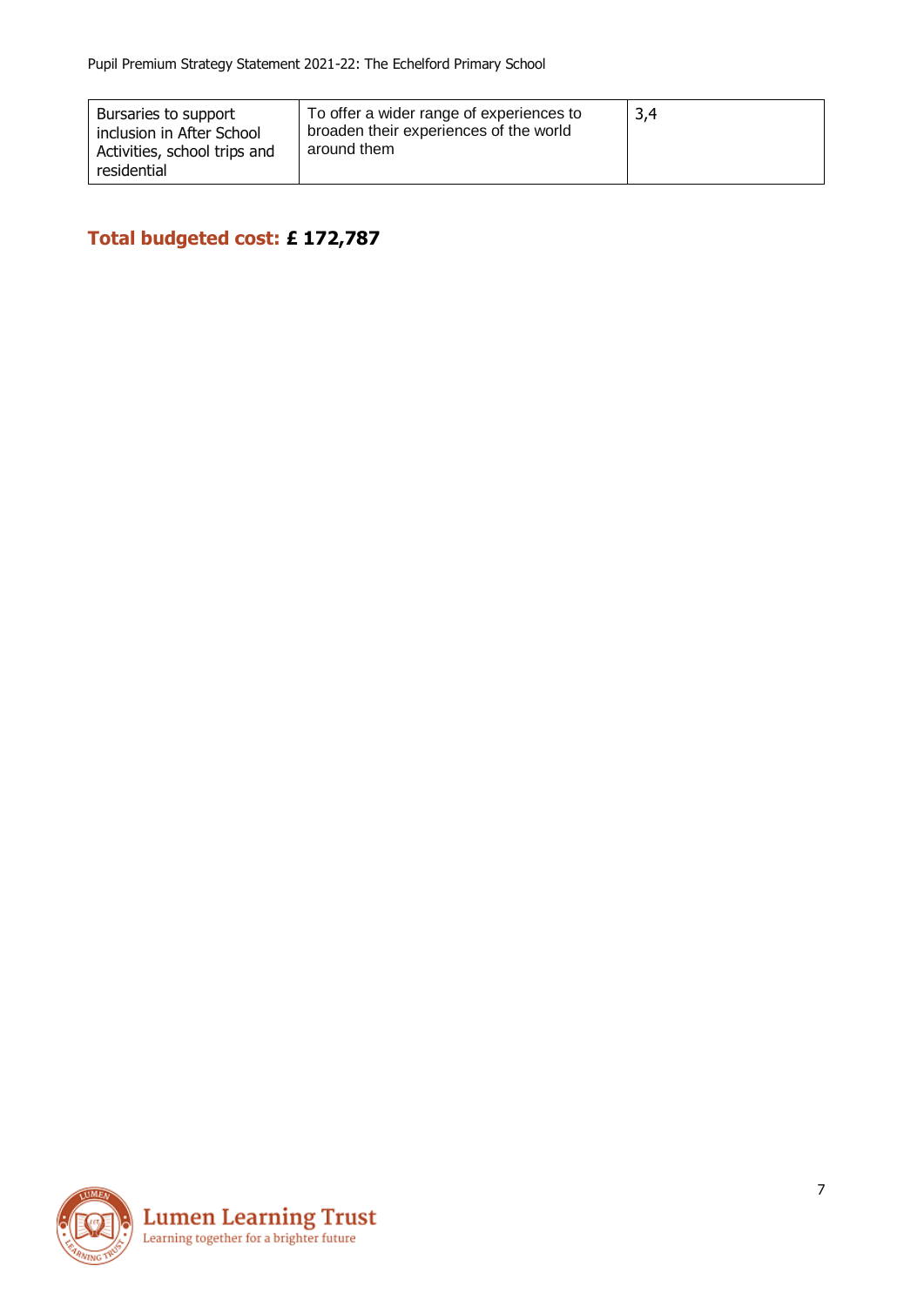| | | |
|---|---|---|
| Bursaries to support inclusion in After School Activities, school trips and residential | To offer a wider range of experiences to broaden their experiences of the world around them | 3,4 |

**Total budgeted cost: £ 172,787**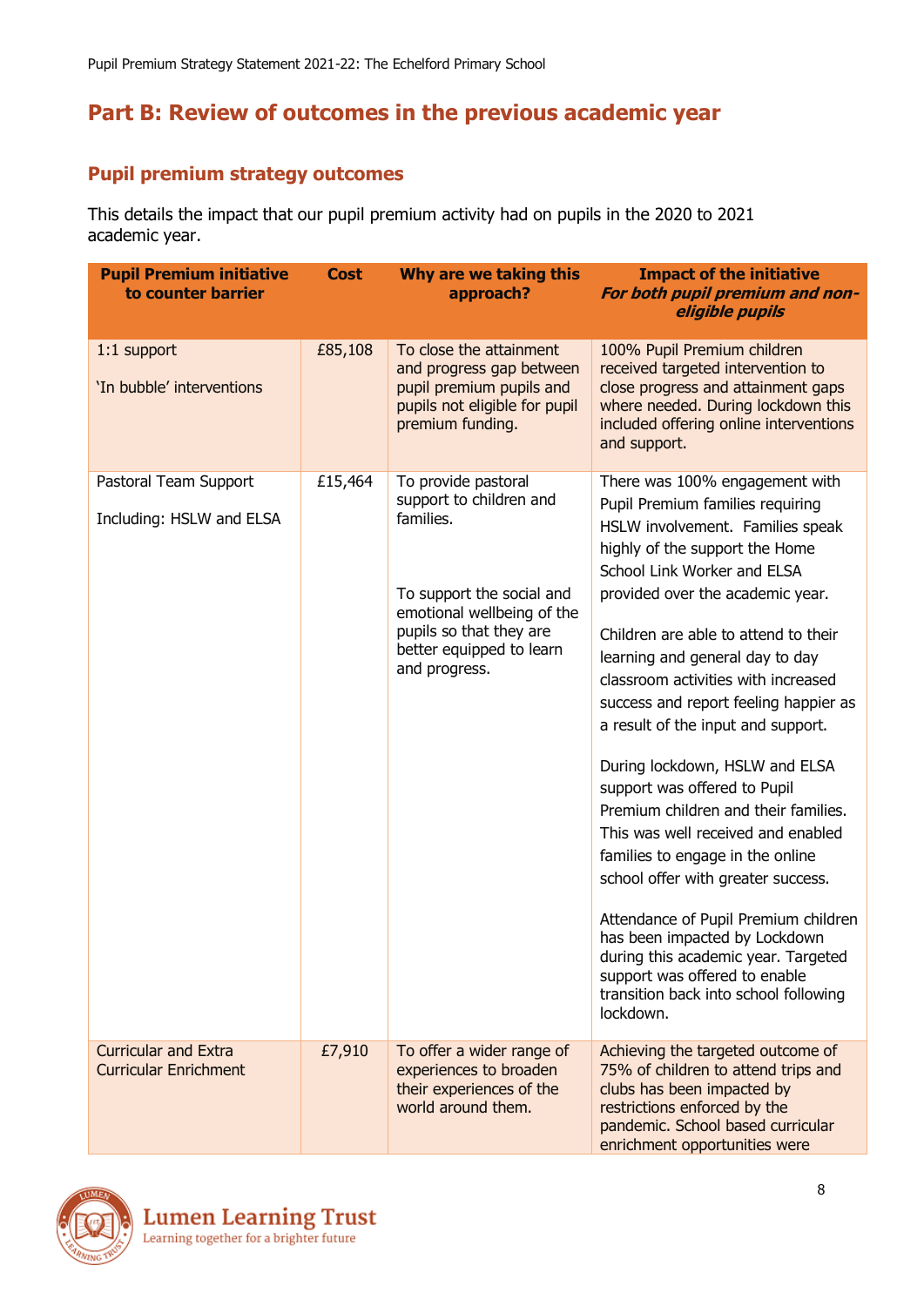# Part B: Review of outcomes in the previous academic year

## Pupil premium strategy outcomes

This details the impact that our pupil premium activity had on pupils in the 2020 to 2021 academic year.

| Pupil Premium initiative to counter barrier | Cost | Why are we taking this approach? | Impact of the initiative *For both pupil premium and non-eligible pupils* |
|---|---|---|---|
| 1:1 support<br><br>'In bubble' interventions | £85,108 | To close the attainment and progress gap between pupil premium pupils and pupils not eligible for pupil premium funding. | 100% Pupil Premium children received targeted intervention to close progress and attainment gaps where needed. During lockdown this included offering online interventions and support. |
| Pastoral Team Support<br><br>Including: HSLW and ELSA | £15,464 | To provide pastoral support to children and families.<br><br>To support the social and emotional wellbeing of the pupils so that they are better equipped to learn and progress. | There was 100% engagement with Pupil Premium families requiring HSLW involvement. Families speak highly of the support the Home School Link Worker and ELSA provided over the academic year.<br><br>Children are able to attend to their learning and general day to day classroom activities with increased success and report feeling happier as a result of the input and support.<br><br>During lockdown, HSLW and ELSA support was offered to Pupil Premium children and their families. This was well received and enabled families to engage in the online school offer with greater success.<br><br>Attendance of Pupil Premium children has been impacted by Lockdown during this academic year. Targeted support was offered to enable transition back into school following lockdown. |
| Curricular and Extra Curricular Enrichment | £7,910 | To offer a wider range of experiences to broaden their experiences of the world around them. | Achieving the targeted outcome of 75% of children to attend trips and clubs has been impacted by restrictions enforced by the pandemic. School based curricular enrichment opportunities were |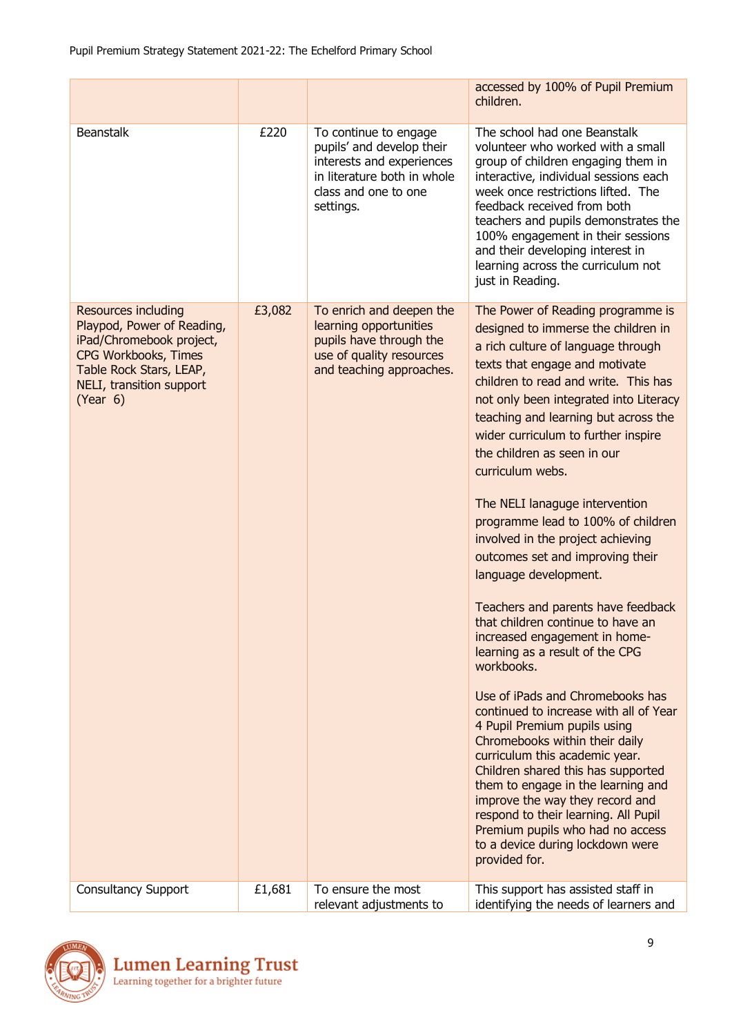| | | | accessed by 100% of Pupil Premium children. |
|---|---|---|---|
| Beanstalk | £220 | To continue to engage pupils' and develop their interests and experiences in literature both in whole class and one to one settings. | The school had one Beanstalk volunteer who worked with a small group of children engaging them in interactive, individual sessions each week once restrictions lifted. The feedback received from both teachers and pupils demonstrates the 100% engagement in their sessions and their developing interest in learning across the curriculum not just in Reading. |
| Resources including Playpod, Power of Reading, iPad/Chromebook project, CPG Workbooks, Times Table Rock Stars, LEAP, NELI, transition support (Year 6) | £3,082 | To enrich and deepen the learning opportunities pupils have through the use of quality resources and teaching approaches. | The Power of Reading programme is designed to immerse the children in a rich culture of language through texts that engage and motivate children to read and write. This has not only been integrated into Literacy teaching and learning but across the wider curriculum to further inspire the children as seen in our curriculum webs.<br><br>The NELI lanague intervention programme lead to 100% of children involved in the project achieving outcomes set and improving their language development.<br><br>Teachers and parents have feedback that children continue to have an increased engagement in home-learning as a result of the CPG workbooks.<br><br>Use of iPads and Chromebooks has continued to increase with all of Year 4 Pupil Premium pupils using Chromebooks within their daily curriculum this academic year. Children shared this has supported them to engage in the learning and improve the way they record and respond to their learning. All Pupil Premium pupils who had no access to a device during lockdown were provided for. |
| Consultancy Support | £1,681 | To ensure the most relevant adjustments to | This support has assisted staff in identifying the needs of learners and |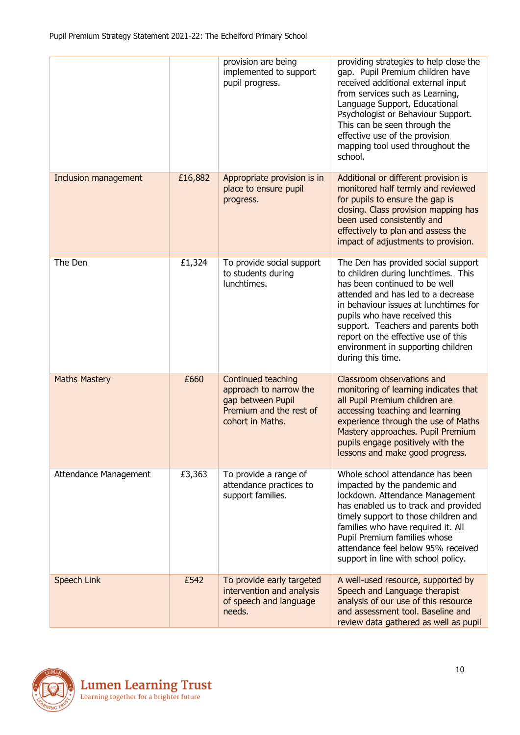| | | | |
|---|---|---|---|
| | | provision are being implemented to support pupil progress. | providing strategies to help close the gap. Pupil Premium children have received additional external input from services such as Learning, Language Support, Educational Psychologist or Behaviour Support. This can be seen through the effective use of the provision mapping tool used throughout the school. |
| Inclusion management | £16,882 | Appropriate provision is in place to ensure pupil progress. | Additional or different provision is monitored half termly and reviewed for pupils to ensure the gap is closing. Class provision mapping has been used consistently and effectively to plan and assess the impact of adjustments to provision. |
| The Den | £1,324 | To provide social support to students during lunchtimes. | The Den has provided social support to children during lunchtimes. This has been continued to be well attended and has led to a decrease in behaviour issues at lunchtimes for pupils who have received this support. Teachers and parents both report on the effective use of this environment in supporting children during this time. |
| Maths Mastery | £660 | Continued teaching approach to narrow the gap between Pupil Premium and the rest of cohort in Maths. | Classroom observations and monitoring of learning indicates that all Pupil Premium children are accessing teaching and learning experience through the use of Maths Mastery approaches. Pupil Premium pupils engage positively with the lessons and make good progress. |
| Attendance Management | £3,363 | To provide a range of attendance practices to support families. | Whole school attendance has been impacted by the pandemic and lockdown. Attendance Management has enabled us to track and provided timely support to those children and families who have required it. All Pupil Premium families whose attendance feel below 95% received support in line with school policy. |
| Speech Link | £542 | To provide early targeted intervention and analysis of speech and language needs. | A well-used resource, supported by Speech and Language therapist analysis of our use of this resource and assessment tool. Baseline and review data gathered as well as pupil |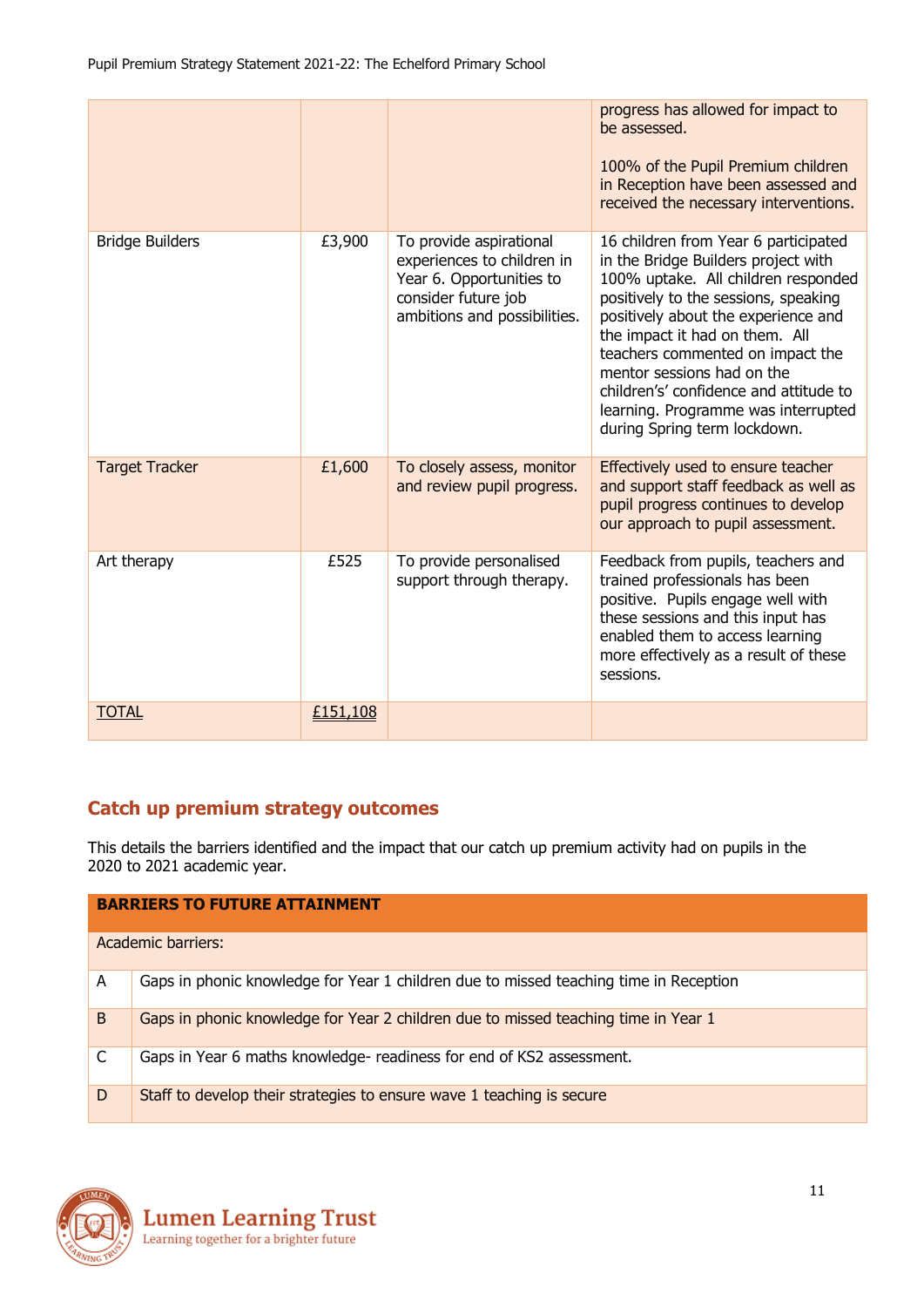| | | | progress has allowed for impact to be assessed.<br><br>100% of the Pupil Premium children in Reception have been assessed and received the necessary interventions. |
|---|---|---|---|
| Bridge Builders | £3,900 | To provide aspirational experiences to children in Year 6. Opportunities to consider future job ambitions and possibilities. | 16 children from Year 6 participated in the Bridge Builders project with 100% uptake. All children responded positively to the sessions, speaking positively about the experience and the impact it had on them. All teachers commented on impact the mentor sessions had on the children's' confidence and attitude to learning. Programme was interrupted during Spring term lockdown. |
| Target Tracker | £1,600 | To closely assess, monitor and review pupil progress. | Effectively used to ensure teacher and support staff feedback as well as pupil progress continues to develop our approach to pupil assessment. |
| Art therapy | £525 | To provide personalised support through therapy. | Feedback from pupils, teachers and trained professionals has been positive. Pupils engage well with these sessions and this input has enabled them to access learning more effectively as a result of these sessions. |
| TOTAL | £151,108 | | |

## Catch up premium strategy outcomes

This details the barriers identified and the impact that our catch up premium activity had on pupils in the 2020 to 2021 academic year.

| BARRIERS TO FUTURE ATTAINMENT | |
|---|---|
| Academic barriers: | |
| A | Gaps in phonic knowledge for Year 1 children due to missed teaching time in Reception |
| B | Gaps in phonic knowledge for Year 2 children due to missed teaching time in Year 1 |
| C | Gaps in Year 6 maths knowledge- readiness for end of KS2 assessment. |
| D | Staff to develop their strategies to ensure wave 1 teaching is secure |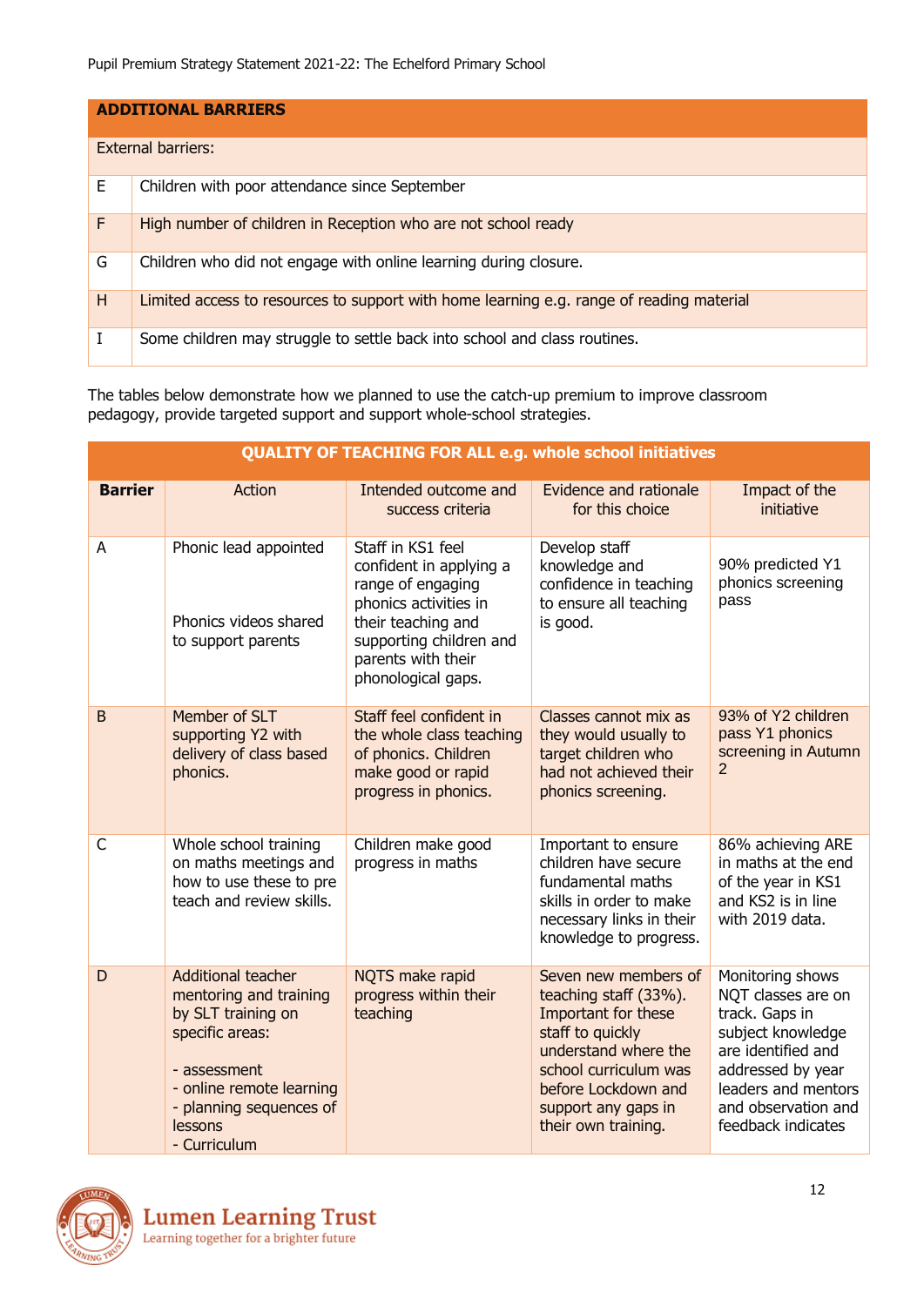| ADDITIONAL BARRIERS | |
|---|---|
| External barriers: | |
| E | Children with poor attendance since September |
| F | High number of children in Reception who are not school ready |
| G | Children who did not engage with online learning during closure. |
| H | Limited access to resources to support with home learning e.g. range of reading material |
| I | Some children may struggle to settle back into school and class routines. |

The tables below demonstrate how we planned to use the catch-up premium to improve classroom pedagogy, provide targeted support and support whole-school strategies.

| QUALITY OF TEACHING FOR ALL e.g. whole school initiatives | | | | |
|---|---|---|---|---|
| **Barrier** | Action | Intended outcome and success criteria | Evidence and rationale for this choice | Impact of the initiative |
| A | Phonic lead appointed<br><br>Phonics videos shared to support parents | Staff in KS1 feel confident in applying a range of engaging phonics activities in their teaching and supporting children and parents with their phonological gaps. | Develop staff knowledge and confidence in teaching to ensure all teaching is good. | 90% predicted Y1 phonics screening pass |
| B | Member of SLT supporting Y2 with delivery of class based phonics. | Staff feel confident in the whole class teaching of phonics. Children make good or rapid progress in phonics. | Classes cannot mix as they would usually to target children who had not achieved their phonics screening. | 93% of Y2 children pass Y1 phonics screening in Autumn 2 |
| C | Whole school training on maths meetings and how to use these to pre teach and review skills. | Children make good progress in maths | Important to ensure children have secure fundamental maths skills in order to make necessary links in their knowledge to progress. | 86% achieving ARE in maths at the end of the year in KS1 and KS2 is in line with 2019 data. |
| D | Additional teacher mentoring and training by SLT training on specific areas:<br><br>- assessment<br>- online remote learning<br>- planning sequences of lessons<br>- Curriculum | NQTS make rapid progress within their teaching | Seven new members of teaching staff (33%). Important for these staff to quickly understand where the school curriculum was before Lockdown and support any gaps in their own training. | Monitoring shows NQT classes are on track. Gaps in subject knowledge are identified and addressed by year leaders and mentors and observation and feedback indicates |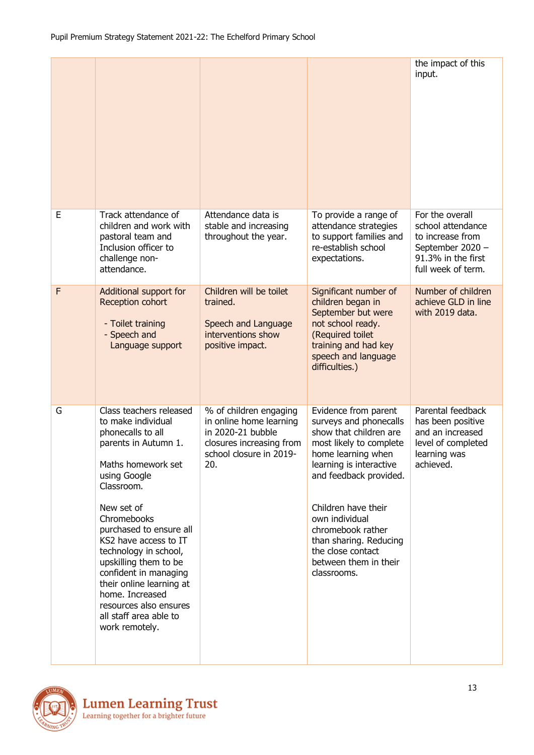| | | | | |
|---|---|---|---|---|
| | | | | the impact of this input. |
| E | Track attendance of children and work with pastoral team and Inclusion officer to challenge non-attendance. | Attendance data is stable and increasing throughout the year. | To provide a range of attendance strategies to support families and re-establish school expectations. | For the overall school attendance to increase from September 2020 – 91.3% in the first full week of term. |
| F | Additional support for Reception cohort<br><br>- Toilet training<br>- Speech and Language support | Children will be toilet trained.<br><br>Speech and Language interventions show positive impact. | Significant number of children began in September but were not school ready. (Required toilet training and had key speech and language difficulties.) | Number of children achieve GLD in line with 2019 data. |
| G | Class teachers released to make individual phonecalls to all parents in Autumn 1.<br><br>Maths homework set using Google Classroom.<br><br>New set of Chromebooks purchased to ensure all KS2 have access to IT technology in school, upskilling them to be confident in managing their online learning at home. Increased resources also ensures all staff area able to work remotely. | % of children engaging in online home learning in 2020-21 bubble closures increasing from school closure in 2019-20. | Evidence from parent surveys and phonecalls show that children are most likely to complete home learning when learning is interactive and feedback provided.<br><br>Children have their own individual chromebook rather than sharing. Reducing the close contact between them in their classrooms. | Parental feedback has been positive and an increased level of completed learning was achieved. |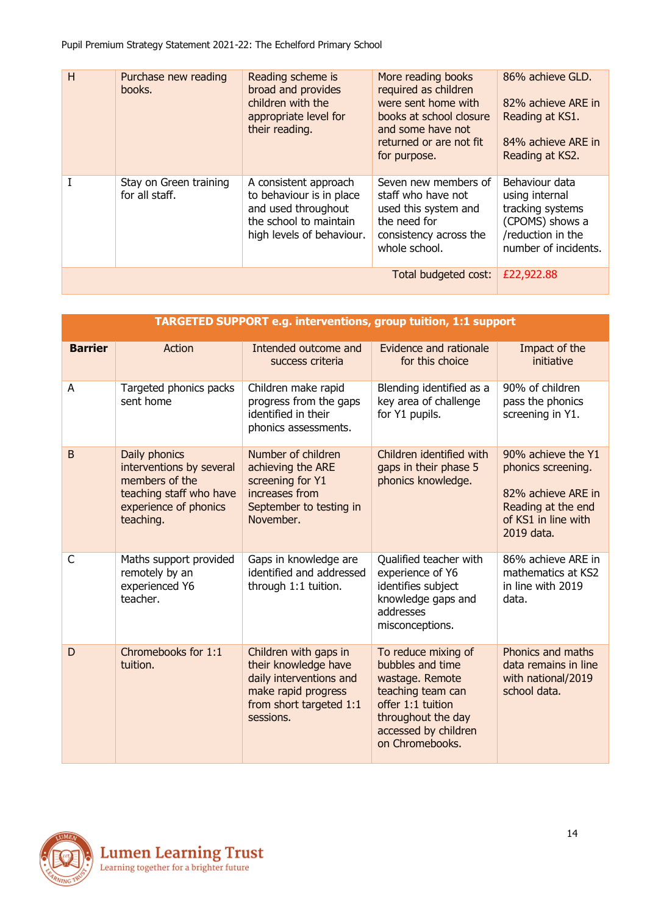| | | | | |
|---|---|---|---|---|
| H | Purchase new reading books. | Reading scheme is broad and provides children with the appropriate level for their reading. | More reading books required as children were sent home with books at school closure and some have not returned or are not fit for purpose. | 86% achieve GLD.<br><br>82% achieve ARE in Reading at KS1.<br><br>84% achieve ARE in Reading at KS2. |
| I | Stay on Green training for all staff. | A consistent approach to behaviour is in place and used throughout the school to maintain high levels of behaviour. | Seven new members of staff who have not used this system and the need for consistency across the whole school. | Behaviour data using internal tracking systems (CPOMS) shows a /reduction in the number of incidents. |
| | | | Total budgeted cost: | £22,922.88 |

| **TARGETED SUPPORT e.g. interventions, group tuition, 1:1 support** | | | | |
|---|---|---|---|---|
| **Barrier** | Action | Intended outcome and success criteria | Evidence and rationale for this choice | Impact of the initiative |
| A | Targeted phonics packs sent home | Children make rapid progress from the gaps identified in their phonics assessments. | Blending identified as a key area of challenge for Y1 pupils. | 90% of children pass the phonics screening in Y1. |
| B | Daily phonics interventions by several members of the teaching staff who have experience of phonics teaching. | Number of children achieving the ARE screening for Y1 increases from September to testing in November. | Children identified with gaps in their phase 5 phonics knowledge. | 90% achieve the Y1 phonics screening.<br><br>82% achieve ARE in Reading at the end of KS1 in line with 2019 data. |
| C | Maths support provided remotely by an experienced Y6 teacher. | Gaps in knowledge are identified and addressed through 1:1 tuition. | Qualified teacher with experience of Y6 identifies subject knowledge gaps and addresses misconceptions. | 86% achieve ARE in mathematics at KS2 in line with 2019 data. |
| D | Chromebooks for 1:1 tuition. | Children with gaps in their knowledge have daily interventions and make rapid progress from short targeted 1:1 sessions. | To reduce mixing of bubbles and time wastage. Remote teaching team can offer 1:1 tuition throughout the day accessed by children on Chromebooks. | Phonics and maths data remains in line with national/2019 school data. |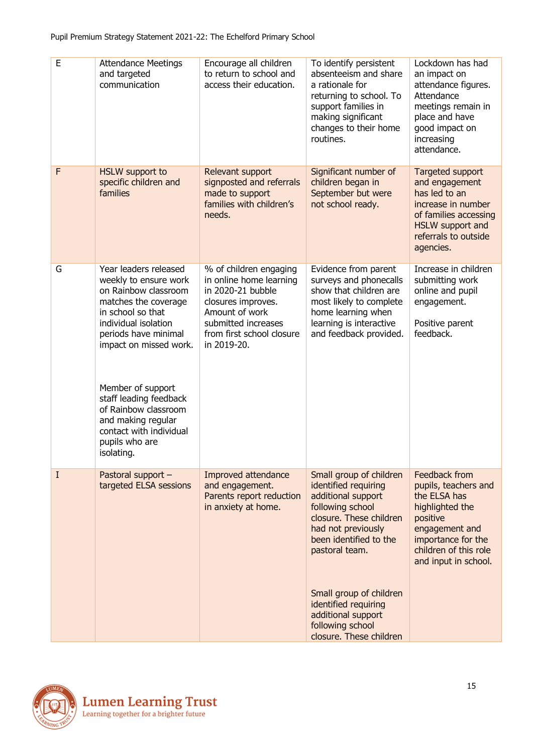| E | Attendance Meetings and targeted communication | Encourage all children to return to school and access their education. | To identify persistent absenteeism and share a rationale for returning to school. To support families in making significant changes to their home routines. | Lockdown has had an impact on attendance figures. Attendance meetings remain in place and have good impact on increasing attendance. |
|---|---|---|---|---|
| F | HSLW support to specific children and families | Relevant support signposted and referrals made to support families with children's needs. | Significant number of children began in September but were not school ready. | Targeted support and engagement has led to an increase in number of families accessing HSLW support and referrals to outside agencies. |
| G | Year leaders released weekly to ensure work on Rainbow classroom matches the coverage in school so that individual isolation periods have minimal impact on missed work.<br><br>Member of support staff leading feedback of Rainbow classroom and making regular contact with individual pupils who are isolating. | % of children engaging in online home learning in 2020-21 bubble closures improves. Amount of work submitted increases from first school closure in 2019-20. | Evidence from parent surveys and phonecalls show that children are most likely to complete home learning when learning is interactive and feedback provided. | Increase in children submitting work online and pupil engagement.<br><br>Positive parent feedback. |
| I | Pastoral support – targeted ELSA sessions | Improved attendance and engagement. Parents report reduction in anxiety at home. | Small group of children identified requiring additional support following school closure. These children had not previously been identified to the pastoral team.<br><br>Small group of children identified requiring additional support following school closure. These children | Feedback from pupils, teachers and the ELSA has highlighted the positive engagement and importance for the children of this role and input in school. |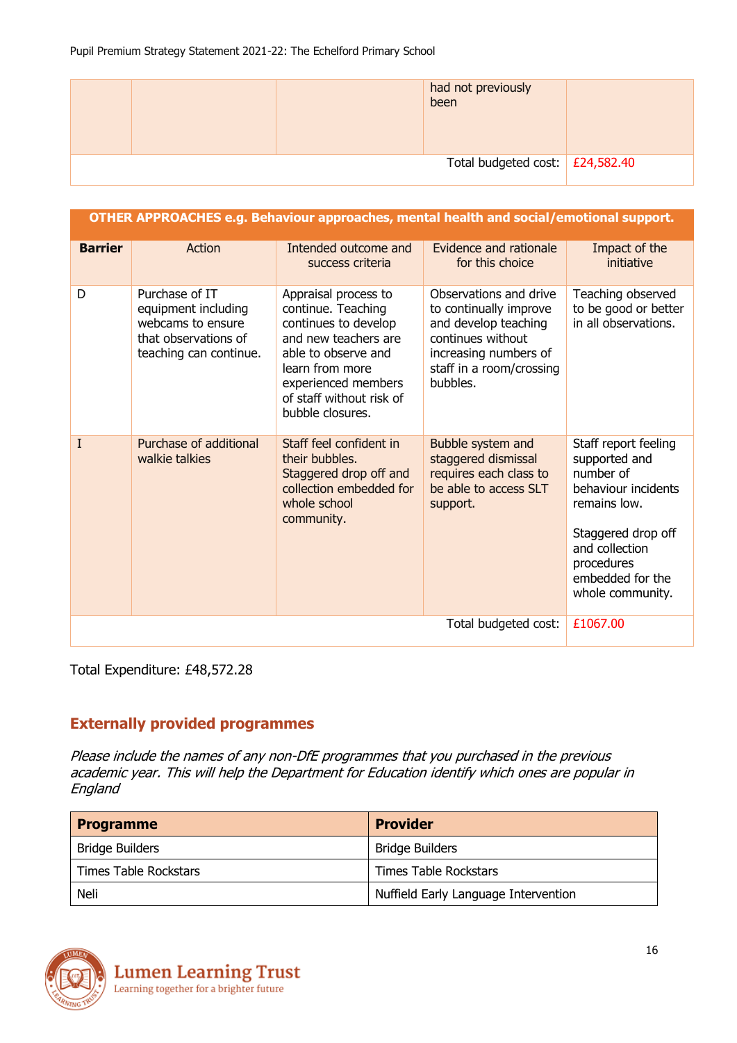| | | | | |
|---|---|---|---|---|
| | | | had not previously been | |
| | | | Total budgeted cost: | £24,582.40 |

| OTHER APPROACHES e.g. Behaviour approaches, mental health and social/emotional support. | | | | |
|---|---|---|---|---|
| **Barrier** | Action | Intended outcome and success criteria | Evidence and rationale for this choice | Impact of the initiative |
| D | Purchase of IT equipment including webcams to ensure that observations of teaching can continue. | Appraisal process to continue. Teaching continues to develop and new teachers are able to observe and learn from more experienced members of staff without risk of bubble closures. | Observations and drive to continually improve and develop teaching continues without increasing numbers of staff in a room/crossing bubbles. | Teaching observed to be good or better in all observations. |
| I | Purchase of additional walkie talkies | Staff feel confident in their bubbles. Staggered drop off and collection embedded for whole school community. | Bubble system and staggered dismissal requires each class to be able to access SLT support. | Staff report feeling supported and number of behaviour incidents remains low. Staggered drop off and collection procedures embedded for the whole community. |
| | | | Total budgeted cost: | £1067.00 |

Total Expenditure: £48,572.28

## Externally provided programmes

*Please include the names of any non-DfE programmes that you purchased in the previous academic year. This will help the Department for Education identify which ones are popular in England*

| Programme | Provider |
|---|---|
| Bridge Builders | Bridge Builders |
| Times Table Rockstars | Times Table Rockstars |
| Neli | Nuffield Early Language Intervention |